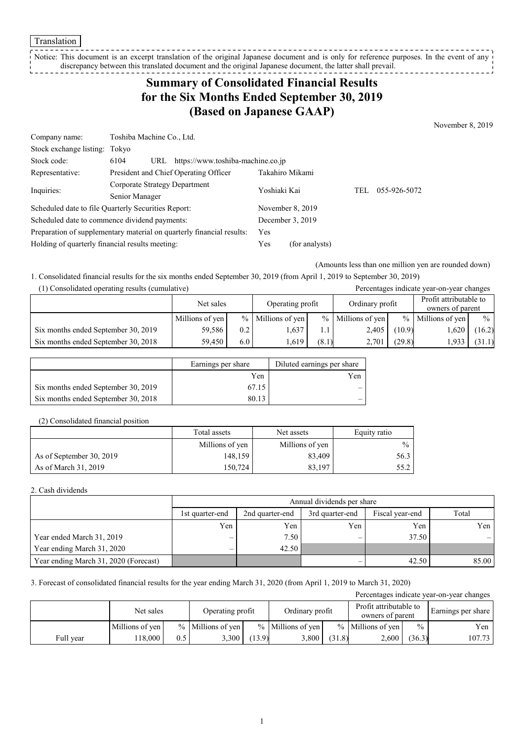Translation

Notice: This document is an excerpt translation of the original Japanese document and is only for reference purposes. In the event of any discrepancy between this translated document and the original Japanese document, the latter shall prevail.

# Summary of Consolidated Financial Results for the Six Months Ended September 30, 2019 (Based on Japanese GAAP)

November 8, 2019

| | | | | |
|---|---|---|---|---|
| Company name: | Toshiba Machine Co., Ltd. | | | |
| Stock exchange listing: | Tokyo | | | |
| Stock code: | 6104 URL https://www.toshiba-machine.co.jp | | | |
| Representative: | President and Chief Operating Officer | Takahiro Mikami | | |
| Inquiries: | Corporate Strategy Department Senior Manager | Yoshiaki Kai | TEL | 055-926-5072 |

Scheduled date to file Quarterly Securities Report: November 8, 2019
Scheduled date to commence dividend payments: December 3, 2019
Preparation of supplementary material on quarterly financial results: Yes
Holding of quarterly financial results meeting: Yes (for analysts)

(Amounts less than one million yen are rounded down)

1. Consolidated financial results for the six months ended September 30, 2019 (from April 1, 2019 to September 30, 2019)

(1) Consolidated operating results (cumulative)

Percentages indicate year-on-year changes

| | Net sales | | Operating profit | | Ordinary profit | | Profit attributable to owners of parent | |
|---|---|---|---|---|---|---|---|---|
| | Millions of yen | % | Millions of yen | % | Millions of yen | % | Millions of yen | % |
| Six months ended September 30, 2019 | 59,586 | 0.2 | 1,637 | 1.1 | 2,405 | (10.9) | 1,620 | (16.2) |
| Six months ended September 30, 2018 | 59,450 | 6.0 | 1,619 | (8.1) | 2,701 | (29.8) | 1,933 | (31.1) |

| | Earnings per share | Diluted earnings per share |
|---|---|---|
| | Yen | Yen |
| Six months ended September 30, 2019 | 67.15 | – |
| Six months ended September 30, 2018 | 80.13 | – |

(2) Consolidated financial position

| | Total assets | Net assets | Equity ratio |
|---|---|---|---|
| | Millions of yen | Millions of yen | % |
| As of September 30, 2019 | 148,159 | 83,409 | 56.3 |
| As of March 31, 2019 | 150,724 | 83,197 | 55.2 |

2. Cash dividends

| | Annual dividends per share | | | | |
|---|---|---|---|---|---|
| | 1st quarter-end | 2nd quarter-end | 3rd quarter-end | Fiscal year-end | Total |
| | Yen | Yen | Yen | Yen | Yen |
| Year ended March 31, 2019 | – | 7.50 | – | 37.50 | – |
| Year ending March 31, 2020 | – | 42.50 | | | |
| Year ending March 31, 2020 (Forecast) | | | – | 42.50 | 85.00 |

3. Forecast of consolidated financial results for the year ending March 31, 2020 (from April 1, 2019 to March 31, 2020)

Percentages indicate year-on-year changes

| | Net sales | | Operating profit | | Ordinary profit | | Profit attributable to owners of parent | | Earnings per share |
|---|---|---|---|---|---|---|---|---|---|
| | Millions of yen | % | Millions of yen | % | Millions of yen | % | Millions of yen | % | Yen |
| Full year | 118,000 | 0.5 | 3,300 | (13.9) | 3,800 | (31.8) | 2,600 | (36.3) | 107.73 |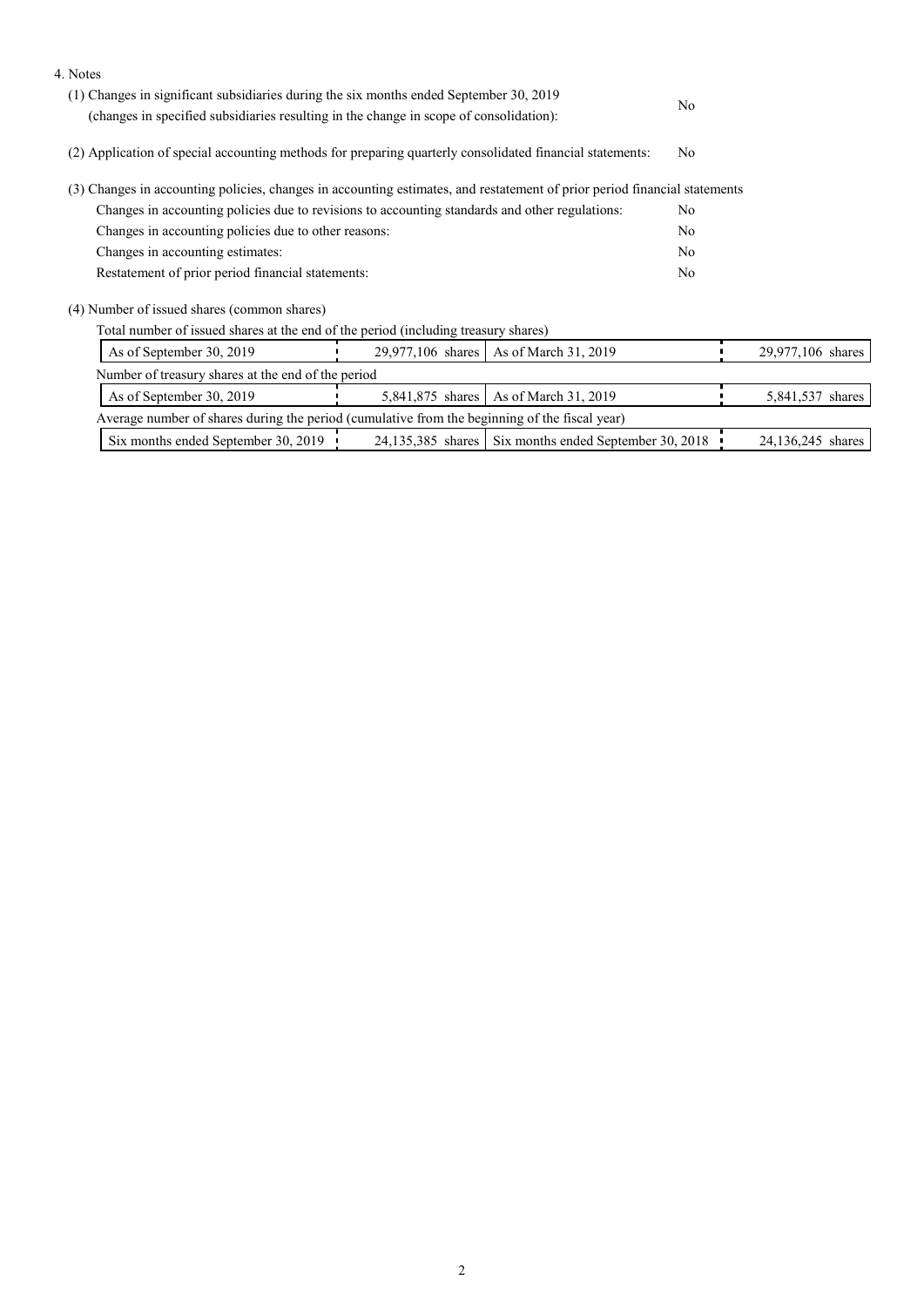4. Notes

(1) Changes in significant subsidiaries during the six months ended September 30, 2019 (changes in specified subsidiaries resulting in the change in scope of consolidation): No

(2) Application of special accounting methods for preparing quarterly consolidated financial statements: No

(3) Changes in accounting policies, changes in accounting estimates, and restatement of prior period financial statements

| | |
|---|---|
| Changes in accounting policies due to revisions to accounting standards and other regulations: | No |
| Changes in accounting policies due to other reasons: | No |
| Changes in accounting estimates: | No |
| Restatement of prior period financial statements: | No |

(4) Number of issued shares (common shares)

Total number of issued shares at the end of the period (including treasury shares)

| | | | |
|---|---|---|---|
| As of September 30, 2019 | 29,977,106 shares | As of March 31, 2019 | 29,977,106 shares |

Number of treasury shares at the end of the period

| | | | |
|---|---|---|---|
| As of September 30, 2019 | 5,841,875 shares | As of March 31, 2019 | 5,841,537 shares |

Average number of shares during the period (cumulative from the beginning of the fiscal year)

| | | | |
|---|---|---|---|
| Six months ended September 30, 2019 | 24,135,385 shares | Six months ended September 30, 2018 | 24,136,245 shares |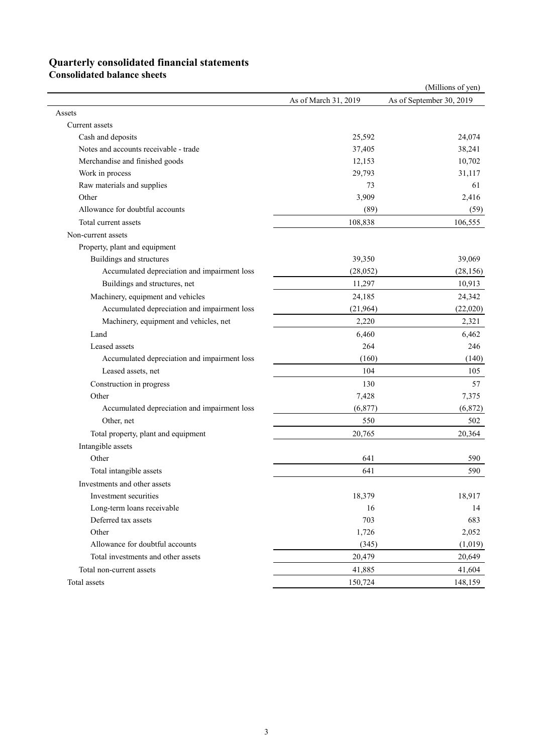# Quarterly consolidated financial statements

## Consolidated balance sheets

(Millions of yen)

| | As of March 31, 2019 | As of September 30, 2019 |
|---|---|---|
| Assets | | |
| Current assets | | |
| Cash and deposits | 25,592 | 24,074 |
| Notes and accounts receivable - trade | 37,405 | 38,241 |
| Merchandise and finished goods | 12,153 | 10,702 |
| Work in process | 29,793 | 31,117 |
| Raw materials and supplies | 73 | 61 |
| Other | 3,909 | 2,416 |
| Allowance for doubtful accounts | (89) | (59) |
| Total current assets | 108,838 | 106,555 |
| Non-current assets | | |
| Property, plant and equipment | | |
| Buildings and structures | 39,350 | 39,069 |
| Accumulated depreciation and impairment loss | (28,052) | (28,156) |
| Buildings and structures, net | 11,297 | 10,913 |
| Machinery, equipment and vehicles | 24,185 | 24,342 |
| Accumulated depreciation and impairment loss | (21,964) | (22,020) |
| Machinery, equipment and vehicles, net | 2,220 | 2,321 |
| Land | 6,460 | 6,462 |
| Leased assets | 264 | 246 |
| Accumulated depreciation and impairment loss | (160) | (140) |
| Leased assets, net | 104 | 105 |
| Construction in progress | 130 | 57 |
| Other | 7,428 | 7,375 |
| Accumulated depreciation and impairment loss | (6,877) | (6,872) |
| Other, net | 550 | 502 |
| Total property, plant and equipment | 20,765 | 20,364 |
| Intangible assets | | |
| Other | 641 | 590 |
| Total intangible assets | 641 | 590 |
| Investments and other assets | | |
| Investment securities | 18,379 | 18,917 |
| Long-term loans receivable | 16 | 14 |
| Deferred tax assets | 703 | 683 |
| Other | 1,726 | 2,052 |
| Allowance for doubtful accounts | (345) | (1,019) |
| Total investments and other assets | 20,479 | 20,649 |
| Total non-current assets | 41,885 | 41,604 |
| Total assets | 150,724 | 148,159 |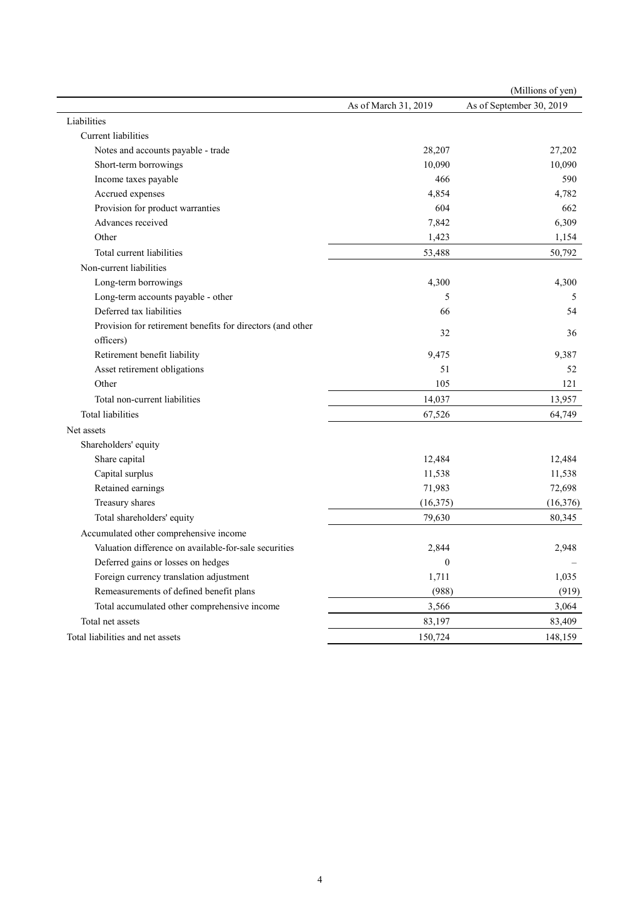(Millions of yen)

| | As of March 31, 2019 | As of September 30, 2019 |
|---|---|---|
| Liabilities | | |
| Current liabilities | | |
| Notes and accounts payable - trade | 28,207 | 27,202 |
| Short-term borrowings | 10,090 | 10,090 |
| Income taxes payable | 466 | 590 |
| Accrued expenses | 4,854 | 4,782 |
| Provision for product warranties | 604 | 662 |
| Advances received | 7,842 | 6,309 |
| Other | 1,423 | 1,154 |
| Total current liabilities | 53,488 | 50,792 |
| Non-current liabilities | | |
| Long-term borrowings | 4,300 | 4,300 |
| Long-term accounts payable - other | 5 | 5 |
| Deferred tax liabilities | 66 | 54 |
| Provision for retirement benefits for directors (and other officers) | 32 | 36 |
| Retirement benefit liability | 9,475 | 9,387 |
| Asset retirement obligations | 51 | 52 |
| Other | 105 | 121 |
| Total non-current liabilities | 14,037 | 13,957 |
| Total liabilities | 67,526 | 64,749 |
| Net assets | | |
| Shareholders' equity | | |
| Share capital | 12,484 | 12,484 |
| Capital surplus | 11,538 | 11,538 |
| Retained earnings | 71,983 | 72,698 |
| Treasury shares | (16,375) | (16,376) |
| Total shareholders' equity | 79,630 | 80,345 |
| Accumulated other comprehensive income | | |
| Valuation difference on available-for-sale securities | 2,844 | 2,948 |
| Deferred gains or losses on hedges | 0 | – |
| Foreign currency translation adjustment | 1,711 | 1,035 |
| Remeasurements of defined benefit plans | (988) | (919) |
| Total accumulated other comprehensive income | 3,566 | 3,064 |
| Total net assets | 83,197 | 83,409 |
| Total liabilities and net assets | 150,724 | 148,159 |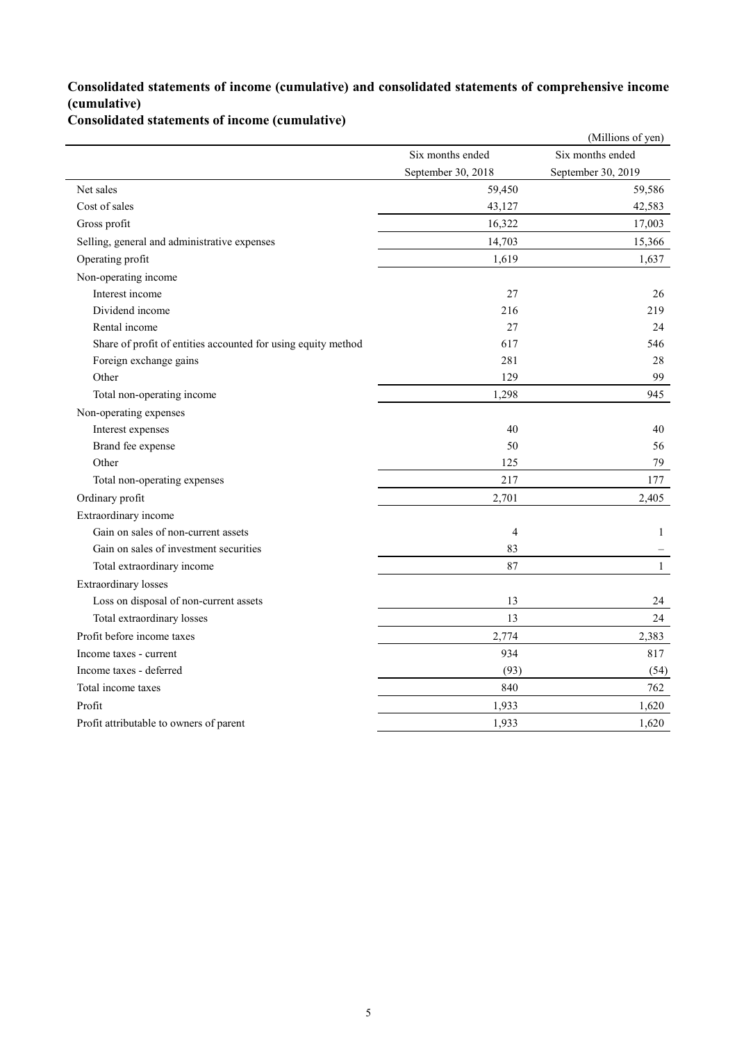## Consolidated statements of income (cumulative) and consolidated statements of comprehensive income (cumulative)

### Consolidated statements of income (cumulative)

(Millions of yen)

| | Six months ended September 30, 2018 | Six months ended September 30, 2019 |
|---|---|---|
| Net sales | 59,450 | 59,586 |
| Cost of sales | 43,127 | 42,583 |
| Gross profit | 16,322 | 17,003 |
| Selling, general and administrative expenses | 14,703 | 15,366 |
| Operating profit | 1,619 | 1,637 |
| Non-operating income | | |
| Interest income | 27 | 26 |
| Dividend income | 216 | 219 |
| Rental income | 27 | 24 |
| Share of profit of entities accounted for using equity method | 617 | 546 |
| Foreign exchange gains | 281 | 28 |
| Other | 129 | 99 |
| Total non-operating income | 1,298 | 945 |
| Non-operating expenses | | |
| Interest expenses | 40 | 40 |
| Brand fee expense | 50 | 56 |
| Other | 125 | 79 |
| Total non-operating expenses | 217 | 177 |
| Ordinary profit | 2,701 | 2,405 |
| Extraordinary income | | |
| Gain on sales of non-current assets | 4 | 1 |
| Gain on sales of investment securities | 83 | – |
| Total extraordinary income | 87 | 1 |
| Extraordinary losses | | |
| Loss on disposal of non-current assets | 13 | 24 |
| Total extraordinary losses | 13 | 24 |
| Profit before income taxes | 2,774 | 2,383 |
| Income taxes - current | 934 | 817 |
| Income taxes - deferred | (93) | (54) |
| Total income taxes | 840 | 762 |
| Profit | 1,933 | 1,620 |
| Profit attributable to owners of parent | 1,933 | 1,620 |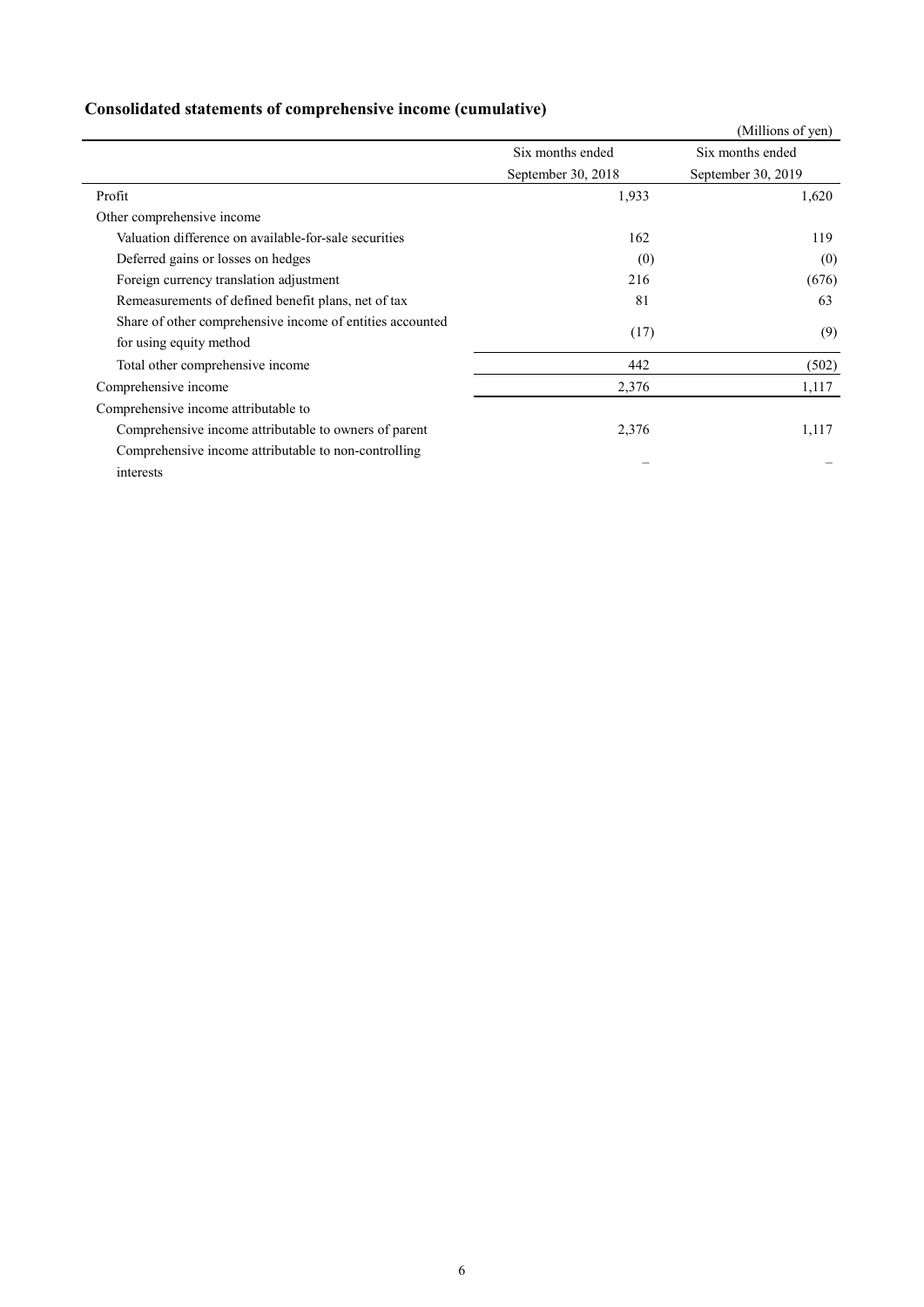## Consolidated statements of comprehensive income (cumulative)

(Millions of yen)

| | Six months ended September 30, 2018 | Six months ended September 30, 2019 |
|---|---|---|
| Profit | 1,933 | 1,620 |
| Other comprehensive income | | |
| Valuation difference on available-for-sale securities | 162 | 119 |
| Deferred gains or losses on hedges | (0) | (0) |
| Foreign currency translation adjustment | 216 | (676) |
| Remeasurements of defined benefit plans, net of tax | 81 | 63 |
| Share of other comprehensive income of entities accounted for using equity method | (17) | (9) |
| Total other comprehensive income | 442 | (502) |
| Comprehensive income | 2,376 | 1,117 |
| Comprehensive income attributable to | | |
| Comprehensive income attributable to owners of parent | 2,376 | 1,117 |
| Comprehensive income attributable to non-controlling interests | – | – |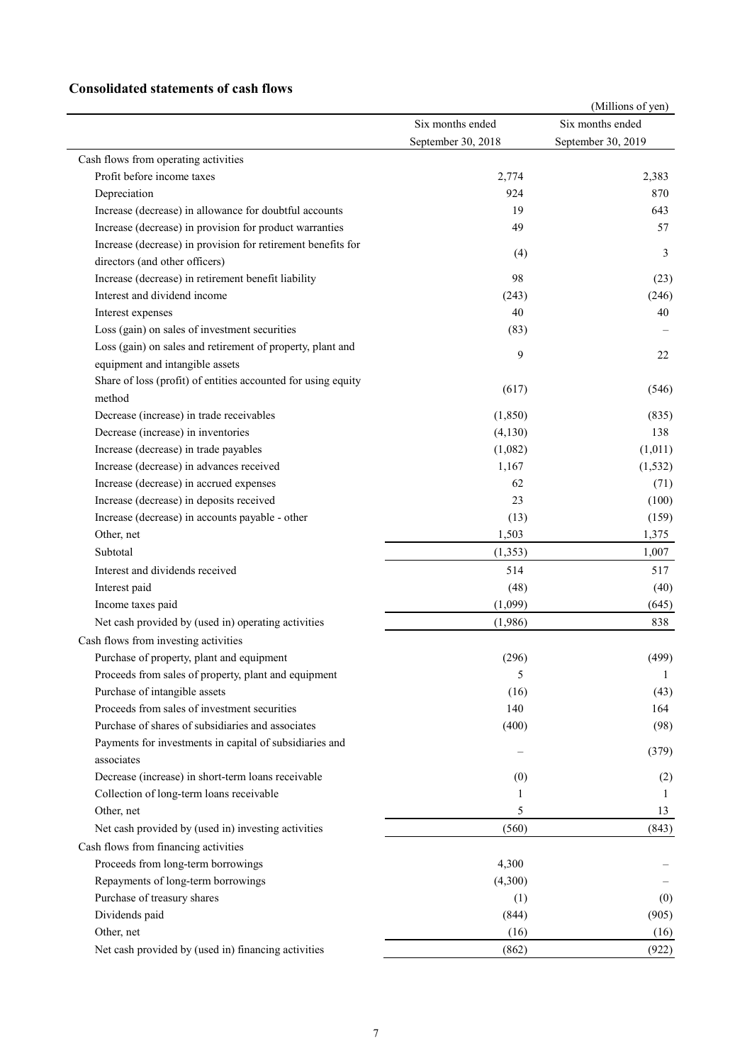## Consolidated statements of cash flows

(Millions of yen)

| | Six months ended September 30, 2018 | Six months ended September 30, 2019 |
|---|---|---|
| Cash flows from operating activities | | |
| Profit before income taxes | 2,774 | 2,383 |
| Depreciation | 924 | 870 |
| Increase (decrease) in allowance for doubtful accounts | 19 | 643 |
| Increase (decrease) in provision for product warranties | 49 | 57 |
| Increase (decrease) in provision for retirement benefits for directors (and other officers) | (4) | 3 |
| Increase (decrease) in retirement benefit liability | 98 | (23) |
| Interest and dividend income | (243) | (246) |
| Interest expenses | 40 | 40 |
| Loss (gain) on sales of investment securities | (83) | – |
| Loss (gain) on sales and retirement of property, plant and equipment and intangible assets | 9 | 22 |
| Share of loss (profit) of entities accounted for using equity method | (617) | (546) |
| Decrease (increase) in trade receivables | (1,850) | (835) |
| Decrease (increase) in inventories | (4,130) | 138 |
| Increase (decrease) in trade payables | (1,082) | (1,011) |
| Increase (decrease) in advances received | 1,167 | (1,532) |
| Increase (decrease) in accrued expenses | 62 | (71) |
| Increase (decrease) in deposits received | 23 | (100) |
| Increase (decrease) in accounts payable - other | (13) | (159) |
| Other, net | 1,503 | 1,375 |
| Subtotal | (1,353) | 1,007 |
| Interest and dividends received | 514 | 517 |
| Interest paid | (48) | (40) |
| Income taxes paid | (1,099) | (645) |
| Net cash provided by (used in) operating activities | (1,986) | 838 |
| Cash flows from investing activities | | |
| Purchase of property, plant and equipment | (296) | (499) |
| Proceeds from sales of property, plant and equipment | 5 | 1 |
| Purchase of intangible assets | (16) | (43) |
| Proceeds from sales of investment securities | 140 | 164 |
| Purchase of shares of subsidiaries and associates | (400) | (98) |
| Payments for investments in capital of subsidiaries and associates | – | (379) |
| Decrease (increase) in short-term loans receivable | (0) | (2) |
| Collection of long-term loans receivable | 1 | 1 |
| Other, net | 5 | 13 |
| Net cash provided by (used in) investing activities | (560) | (843) |
| Cash flows from financing activities | | |
| Proceeds from long-term borrowings | 4,300 | – |
| Repayments of long-term borrowings | (4,300) | – |
| Purchase of treasury shares | (1) | (0) |
| Dividends paid | (844) | (905) |
| Other, net | (16) | (16) |
| Net cash provided by (used in) financing activities | (862) | (922) |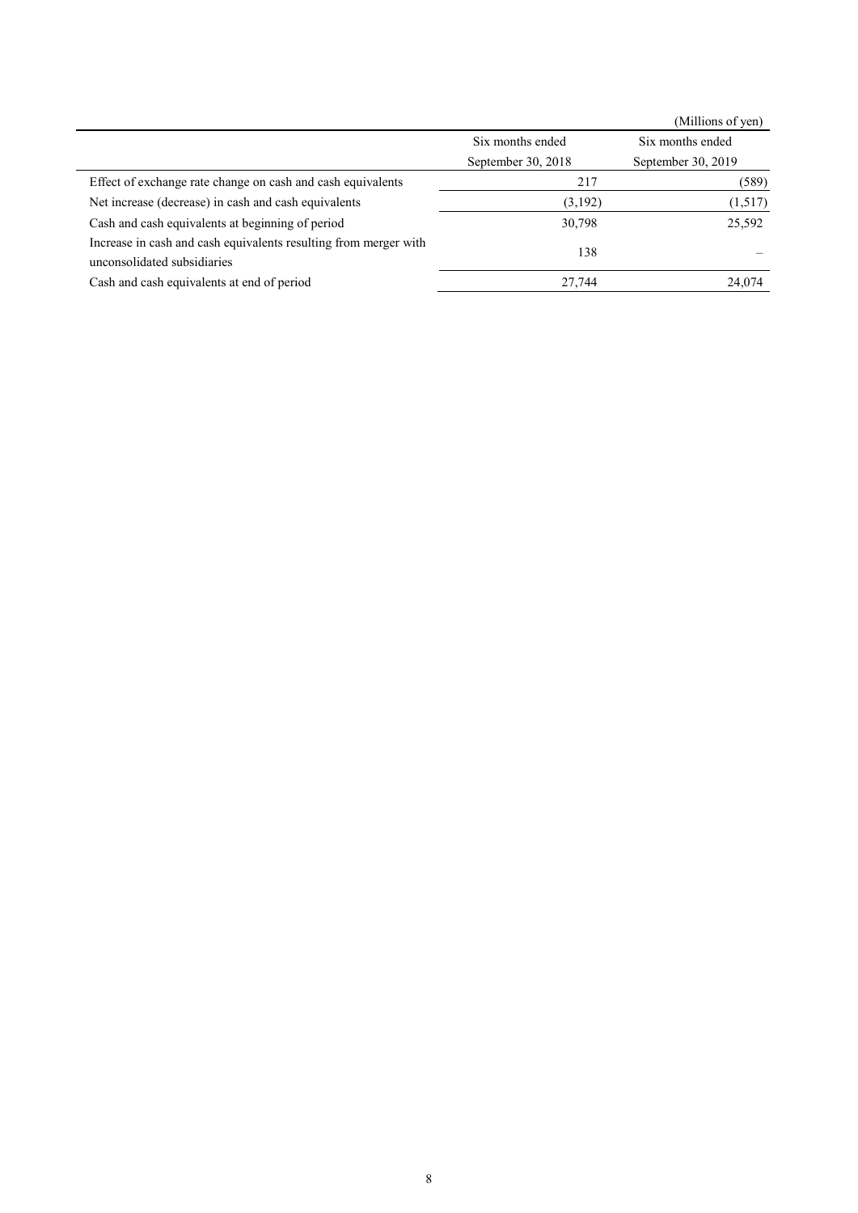(Millions of yen)

| | Six months ended September 30, 2018 | Six months ended September 30, 2019 |
|---|---|---|
| Effect of exchange rate change on cash and cash equivalents | 217 | (589) |
| Net increase (decrease) in cash and cash equivalents | (3,192) | (1,517) |
| Cash and cash equivalents at beginning of period | 30,798 | 25,592 |
| Increase in cash and cash equivalents resulting from merger with unconsolidated subsidiaries | 138 | – |
| Cash and cash equivalents at end of period | 27,744 | 24,074 |